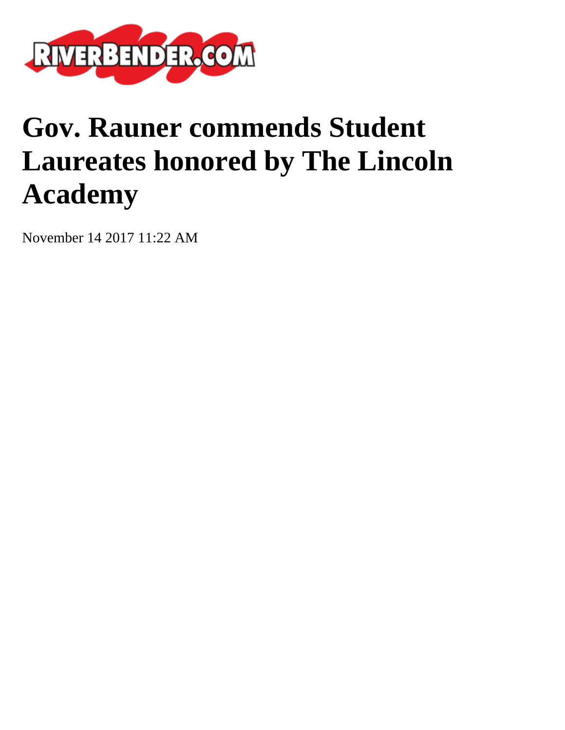RIVERBENDER.COM

# Gov. Rauner commends Student Laureates honored by The Lincoln Academy

November 14 2017 11:22 AM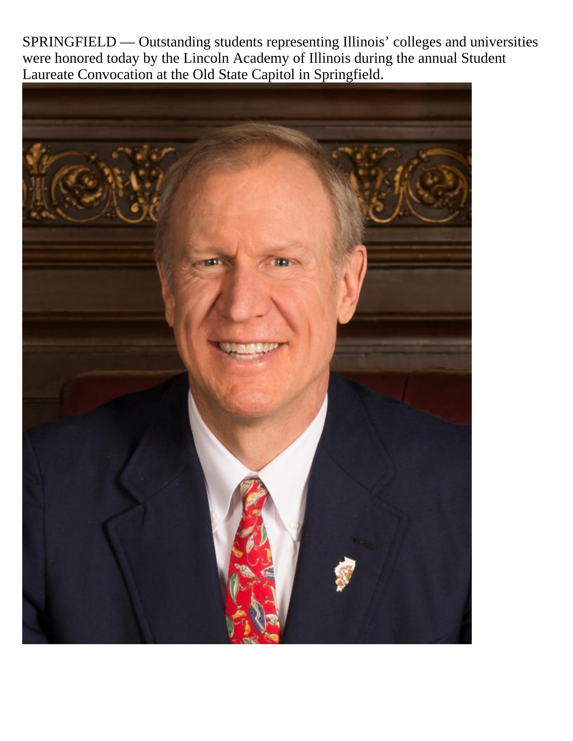SPRINGFIELD — Outstanding students representing Illinois' colleges and universities were honored today by the Lincoln Academy of Illinois during the annual Student Laureate Convocation at the Old State Capitol in Springfield.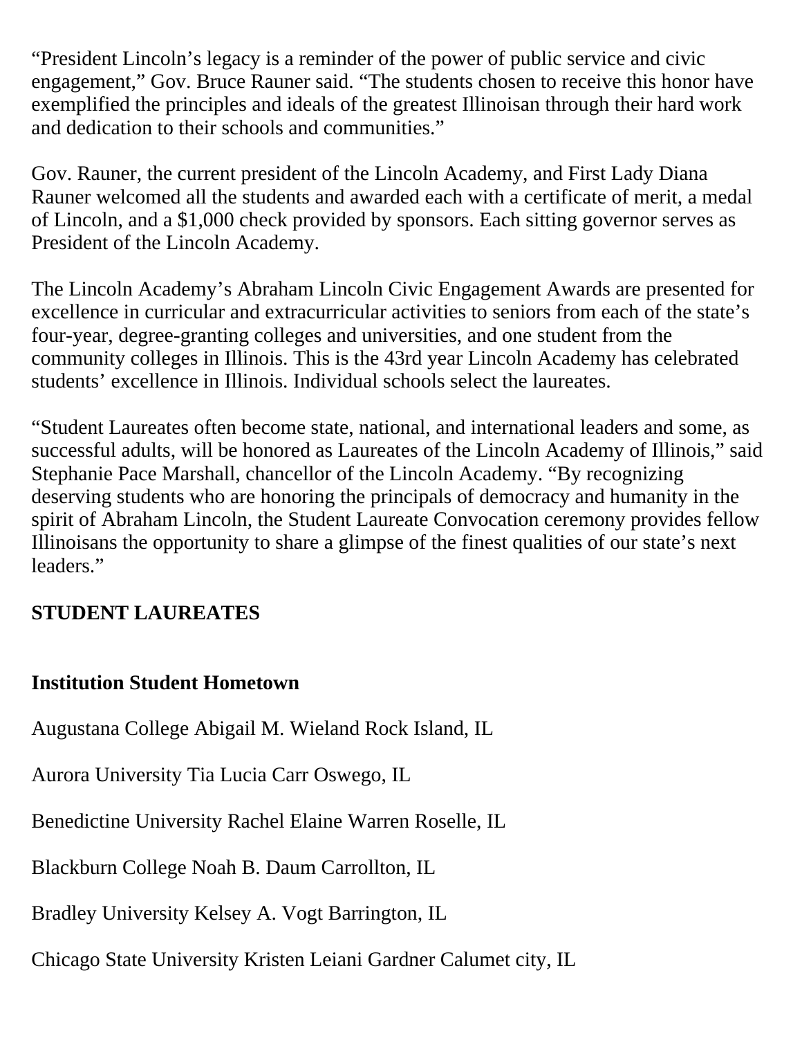“President Lincoln’s legacy is a reminder of the power of public service and civic engagement,” Gov. Bruce Rauner said. “The students chosen to receive this honor have exemplified the principles and ideals of the greatest Illinoisan through their hard work and dedication to their schools and communities.”

Gov. Rauner, the current president of the Lincoln Academy, and First Lady Diana Rauner welcomed all the students and awarded each with a certificate of merit, a medal of Lincoln, and a $1,000 check provided by sponsors. Each sitting governor serves as President of the Lincoln Academy.

The Lincoln Academy’s Abraham Lincoln Civic Engagement Awards are presented for excellence in curricular and extracurricular activities to seniors from each of the state’s four-year, degree-granting colleges and universities, and one student from the community colleges in Illinois. This is the 43rd year Lincoln Academy has celebrated students’ excellence in Illinois. Individual schools select the laureates.

“Student Laureates often become state, national, and international leaders and some, as successful adults, will be honored as Laureates of the Lincoln Academy of Illinois,” said Stephanie Pace Marshall, chancellor of the Lincoln Academy. “By recognizing deserving students who are honoring the principals of democracy and humanity in the spirit of Abraham Lincoln, the Student Laureate Convocation ceremony provides fellow Illinoisans the opportunity to share a glimpse of the finest qualities of our state’s next leaders.”

**STUDENT LAUREATES**

**Institution Student Hometown**

Augustana College Abigail M. Wieland Rock Island, IL

Aurora University Tia Lucia Carr Oswego, IL

Benedictine University Rachel Elaine Warren Roselle, IL

Blackburn College Noah B. Daum Carrollton, IL

Bradley University Kelsey A. Vogt Barrington, IL

Chicago State University Kristen Leiani Gardner Calumet city, IL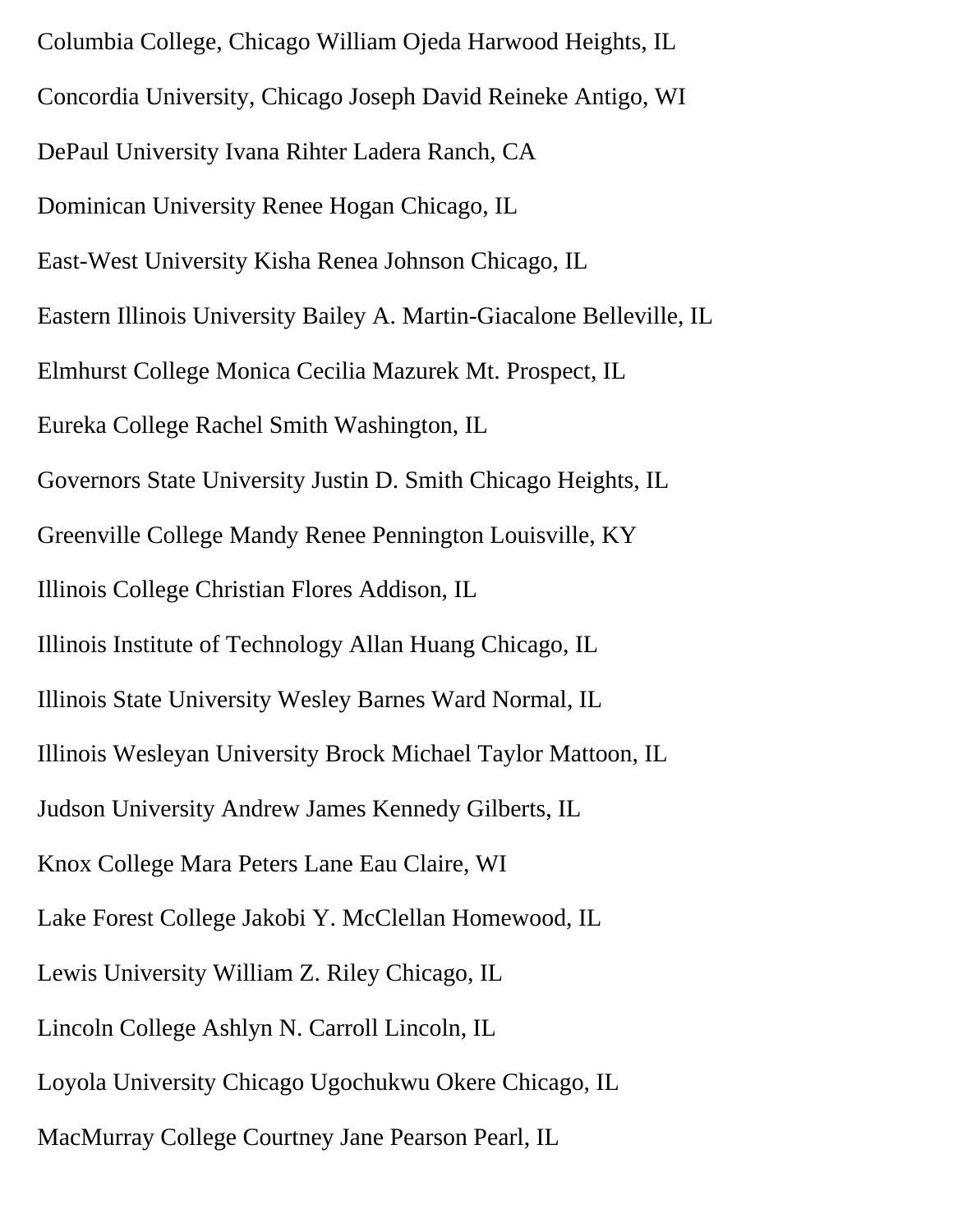Columbia College, Chicago William Ojeda Harwood Heights, IL

Concordia University, Chicago Joseph David Reineke Antigo, WI

DePaul University Ivana Rihter Ladera Ranch, CA

Dominican University Renee Hogan Chicago, IL

East-West University Kisha Renea Johnson Chicago, IL

Eastern Illinois University Bailey A. Martin-Giacalone Belleville, IL

Elmhurst College Monica Cecilia Mazurek Mt. Prospect, IL

Eureka College Rachel Smith Washington, IL

Governors State University Justin D. Smith Chicago Heights, IL

Greenville College Mandy Renee Pennington Louisville, KY

Illinois College Christian Flores Addison, IL

Illinois Institute of Technology Allan Huang Chicago, IL

Illinois State University Wesley Barnes Ward Normal, IL

Illinois Wesleyan University Brock Michael Taylor Mattoon, IL

Judson University Andrew James Kennedy Gilberts, IL

Knox College Mara Peters Lane Eau Claire, WI

Lake Forest College Jakobi Y. McClellan Homewood, IL

Lewis University William Z. Riley Chicago, IL

Lincoln College Ashlyn N. Carroll Lincoln, IL

Loyola University Chicago Ugochukwu Okere Chicago, IL

MacMurray College Courtney Jane Pearson Pearl, IL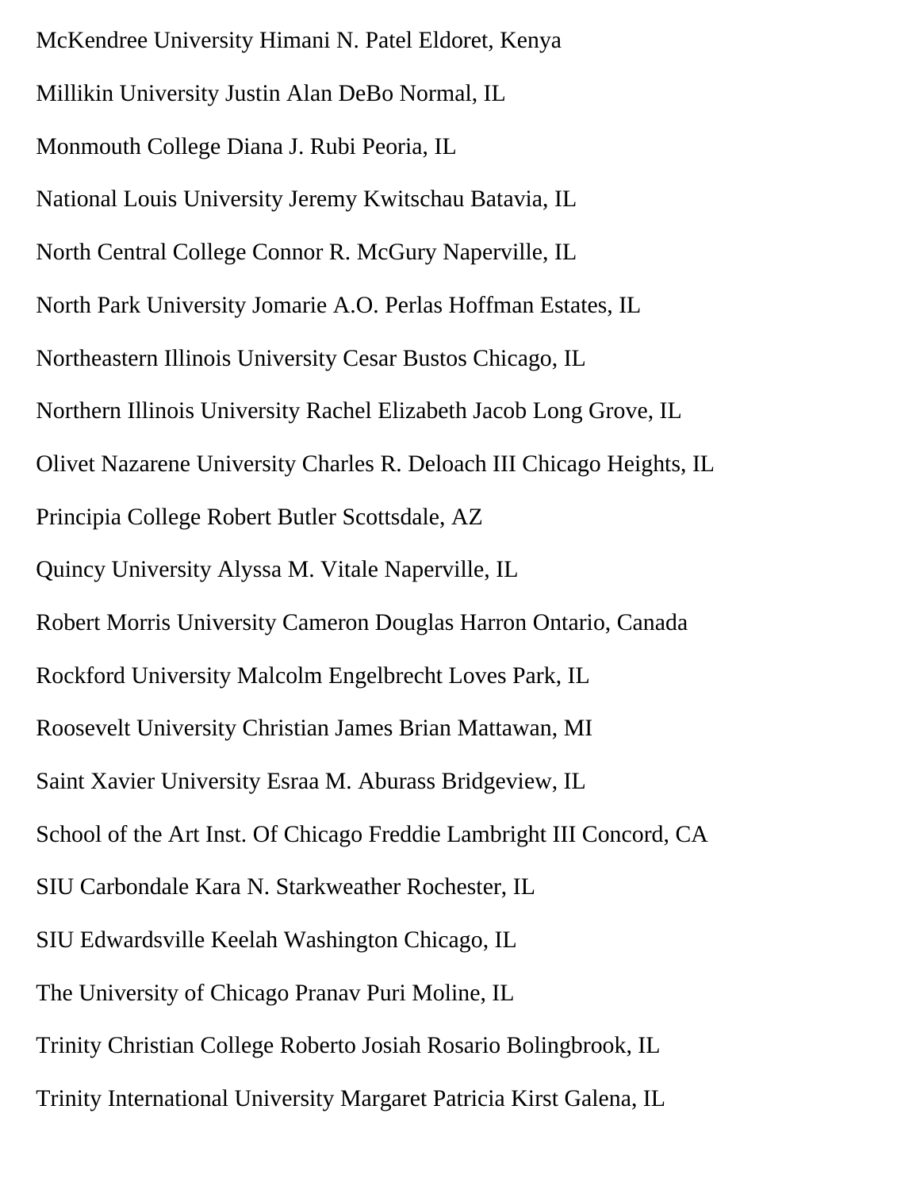McKendree University Himani N. Patel Eldoret, Kenya

Millikin University Justin Alan DeBo Normal, IL

Monmouth College Diana J. Rubi Peoria, IL

National Louis University Jeremy Kwitschau Batavia, IL

North Central College Connor R. McGury Naperville, IL

North Park University Jomarie A.O. Perlas Hoffman Estates, IL

Northeastern Illinois University Cesar Bustos Chicago, IL

Northern Illinois University Rachel Elizabeth Jacob Long Grove, IL

Olivet Nazarene University Charles R. Deloach III Chicago Heights, IL

Principia College Robert Butler Scottsdale, AZ

Quincy University Alyssa M. Vitale Naperville, IL

Robert Morris University Cameron Douglas Harron Ontario, Canada

Rockford University Malcolm Engelbrecht Loves Park, IL

Roosevelt University Christian James Brian Mattawan, MI

Saint Xavier University Esraa M. Aburass Bridgeview, IL

School of the Art Inst. Of Chicago Freddie Lambright III Concord, CA

SIU Carbondale Kara N. Starkweather Rochester, IL

SIU Edwardsville Keelah Washington Chicago, IL

The University of Chicago Pranav Puri Moline, IL

Trinity Christian College Roberto Josiah Rosario Bolingbrook, IL

Trinity International University Margaret Patricia Kirst Galena, IL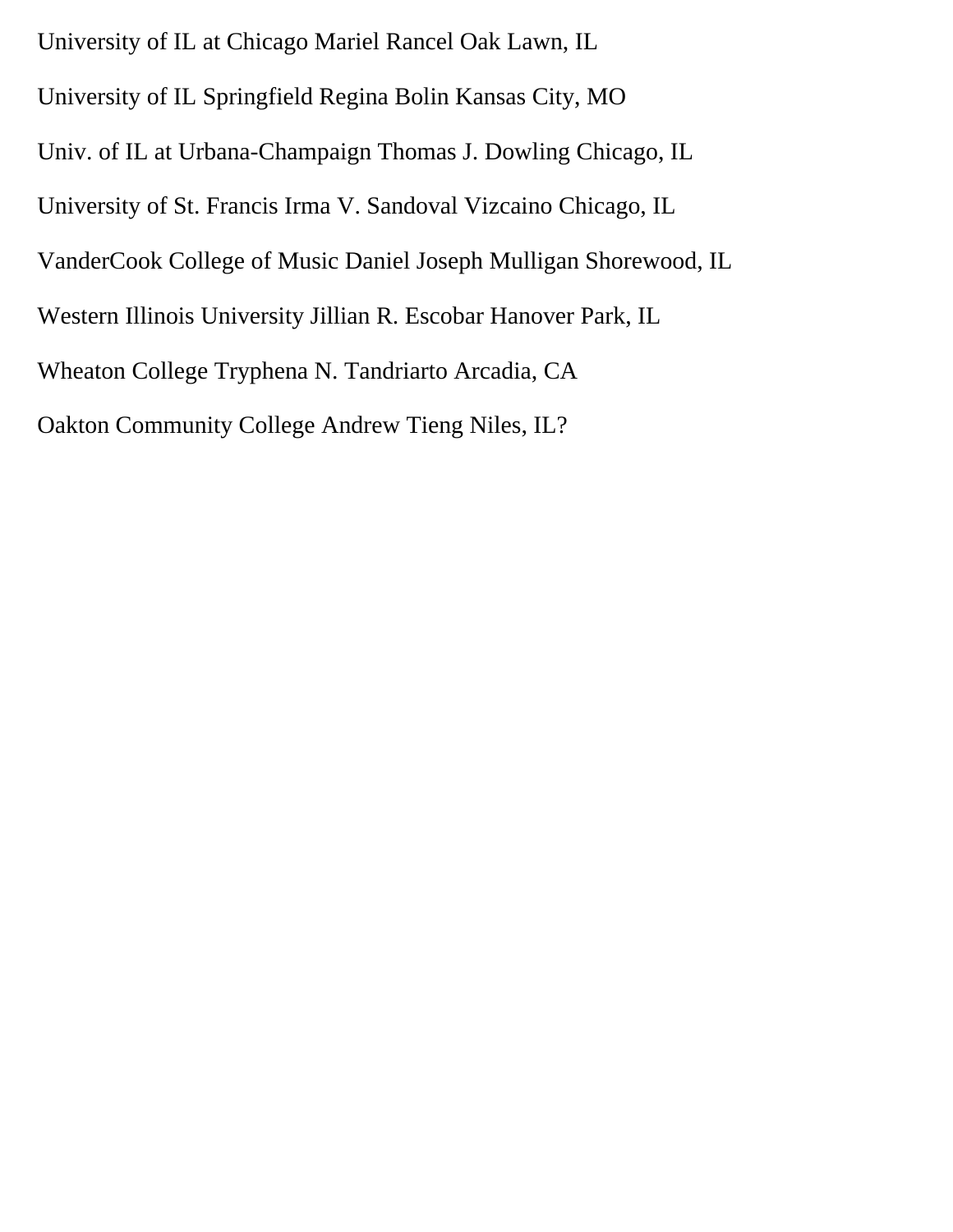University of IL at Chicago Mariel Rancel Oak Lawn, IL

University of IL Springfield Regina Bolin Kansas City, MO

Univ. of IL at Urbana-Champaign Thomas J. Dowling Chicago, IL

University of St. Francis Irma V. Sandoval Vizcaino Chicago, IL

VanderCook College of Music Daniel Joseph Mulligan Shorewood, IL

Western Illinois University Jillian R. Escobar Hanover Park, IL

Wheaton College Tryphena N. Tandriarto Arcadia, CA

Oakton Community College Andrew Tieng Niles, IL?